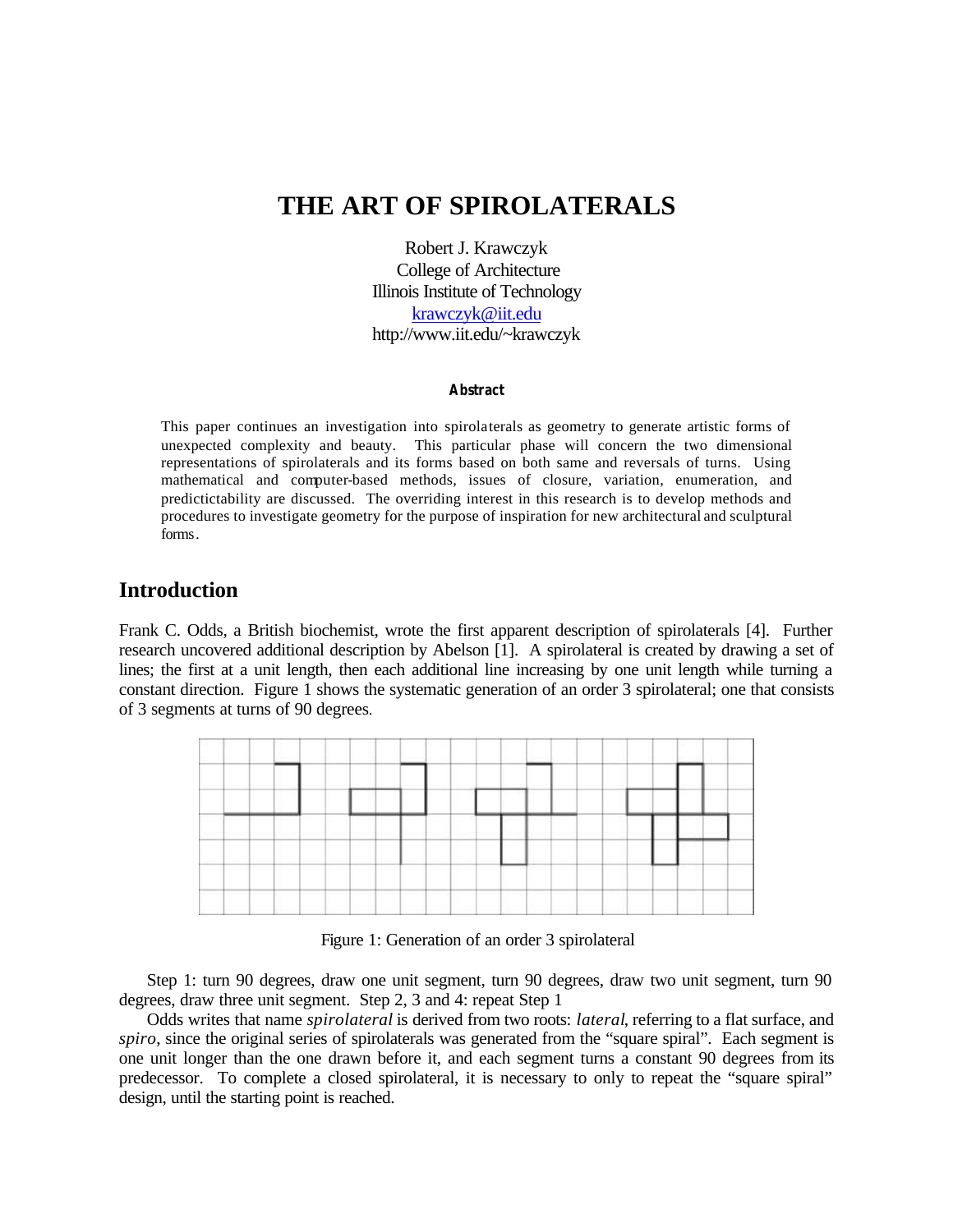# THE ART OF SPIROLATERALS

Robert J. Krawczyk
College of Architecture
Illinois Institute of Technology
krawczyk@iit.edu
http://www.iit.edu/~krawczyk

### Abstract

This paper continues an investigation into spirolaterals as geometry to generate artistic forms of unexpected complexity and beauty. This particular phase will concern the two dimensional representations of spirolaterals and its forms based on both same and reversals of turns. Using mathematical and computer-based methods, issues of closure, variation, enumeration, and predictictability are discussed. The overriding interest in this research is to develop methods and procedures to investigate geometry for the purpose of inspiration for new architectural and sculptural forms.

## Introduction

Frank C. Odds, a British biochemist, wrote the first apparent description of spirolaterals [4]. Further research uncovered additional description by Abelson [1]. A spirolateral is created by drawing a set of lines; the first at a unit length, then each additional line increasing by one unit length while turning a constant direction. Figure 1 shows the systematic generation of an order 3 spirolateral; one that consists of 3 segments at turns of 90 degrees.

Figure 1: Generation of an order 3 spirolateral

Step 1: turn 90 degrees, draw one unit segment, turn 90 degrees, draw two unit segment, turn 90 degrees, draw three unit segment. Step 2, 3 and 4: repeat Step 1

Odds writes that name *spirolateral* is derived from two roots: *lateral*, referring to a flat surface, and *spiro*, since the original series of spirolaterals was generated from the "square spiral". Each segment is one unit longer than the one drawn before it, and each segment turns a constant 90 degrees from its predecessor. To complete a closed spirolateral, it is necessary to only to repeat the "square spiral" design, until the starting point is reached.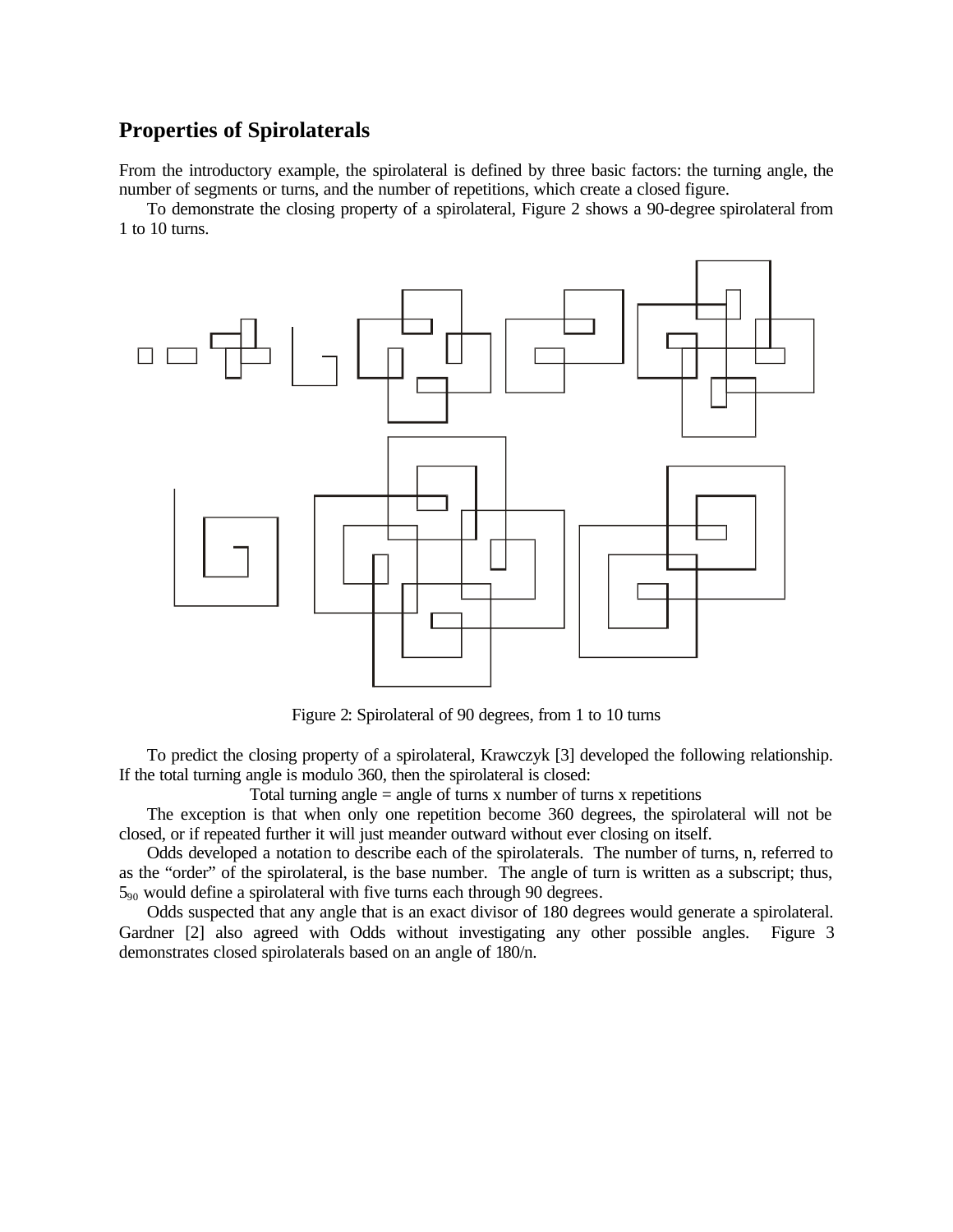## Properties of Spirolaterals

From the introductory example, the spirolateral is defined by three basic factors: the turning angle, the number of segments or turns, and the number of repetitions, which create a closed figure.

To demonstrate the closing property of a spirolateral, Figure 2 shows a 90-degree spirolateral from 1 to 10 turns.

Figure 2: Spirolateral of 90 degrees, from 1 to 10 turns

To predict the closing property of a spirolateral, Krawczyk [3] developed the following relationship. If the total turning angle is modulo 360, then the spirolateral is closed:

Total turning angle = angle of turns x number of turns x repetitions

The exception is that when only one repetition become 360 degrees, the spirolateral will not be closed, or if repeated further it will just meander outward without ever closing on itself.

Odds developed a notation to describe each of the spirolaterals. The number of turns, n, referred to as the "order" of the spirolateral, is the base number. The angle of turn is written as a subscript; thus, $5_{90}$ would define a spirolateral with five turns each through 90 degrees.

Odds suspected that any angle that is an exact divisor of 180 degrees would generate a spirolateral. Gardner [2] also agreed with Odds without investigating any other possible angles. Figure 3 demonstrates closed spirolaterals based on an angle of 180/n.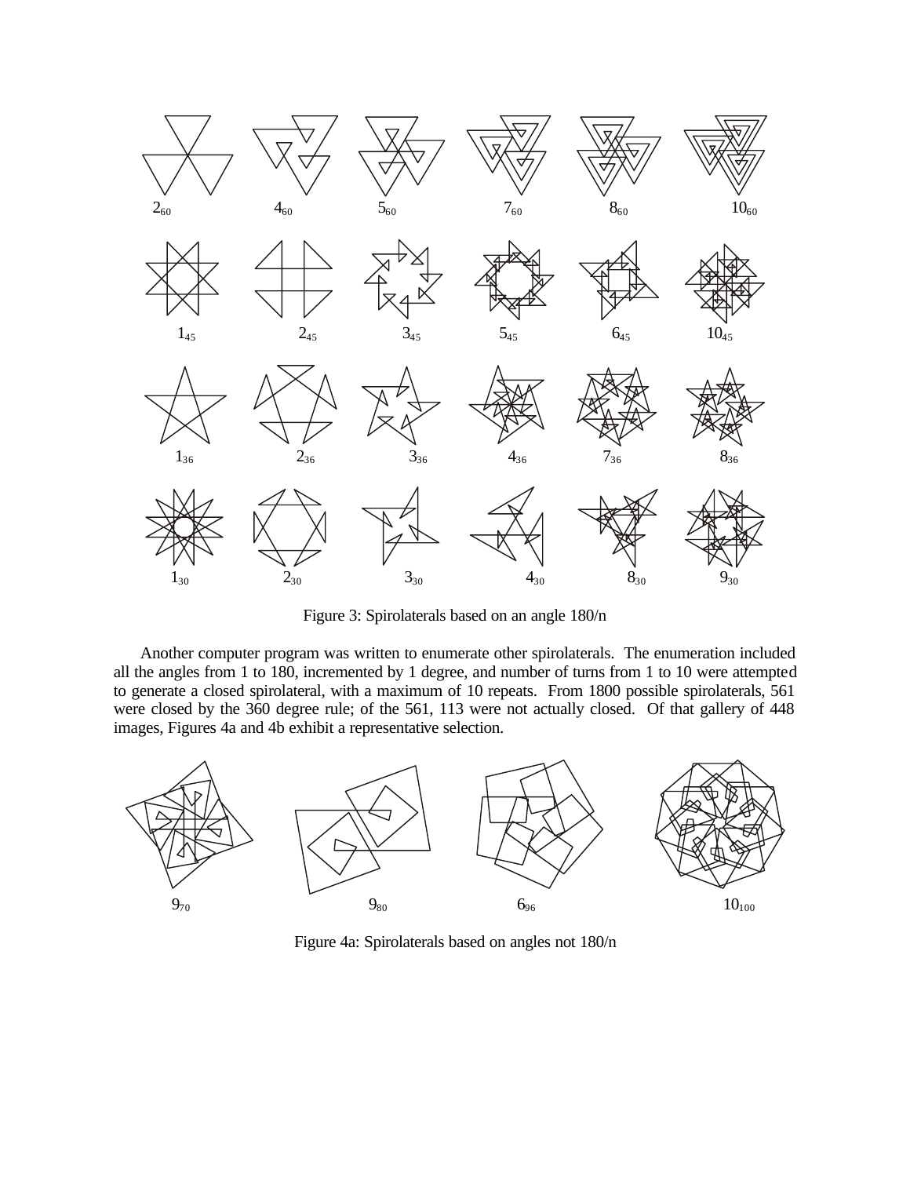$2_{60}$ $4_{60}$ $5_{60}$ $7_{60}$ $8_{60}$ $10_{60}$

$1_{45}$ $2_{45}$ $3_{45}$ $5_{45}$ $6_{45}$ $10_{45}$

$1_{36}$ $2_{36}$ $3_{36}$ $4_{36}$ $7_{36}$ $8_{36}$

$1_{30}$ $2_{30}$ $3_{30}$ $4_{30}$ $8_{30}$ $9_{30}$

Figure 3: Spirolaterals based on an angle 180/n

Another computer program was written to enumerate other spirolaterals. The enumeration included all the angles from 1 to 180, incremented by 1 degree, and number of turns from 1 to 10 were attempted to generate a closed spirolateral, with a maximum of 10 repeats. From 1800 possible spirolaterals, 561 were closed by the 360 degree rule; of the 561, 113 were not actually closed. Of that gallery of 448 images, Figures 4a and 4b exhibit a representative selection.

$9_{70}$ $9_{80}$ $6_{96}$ $10_{100}$

Figure 4a: Spirolaterals based on angles not 180/n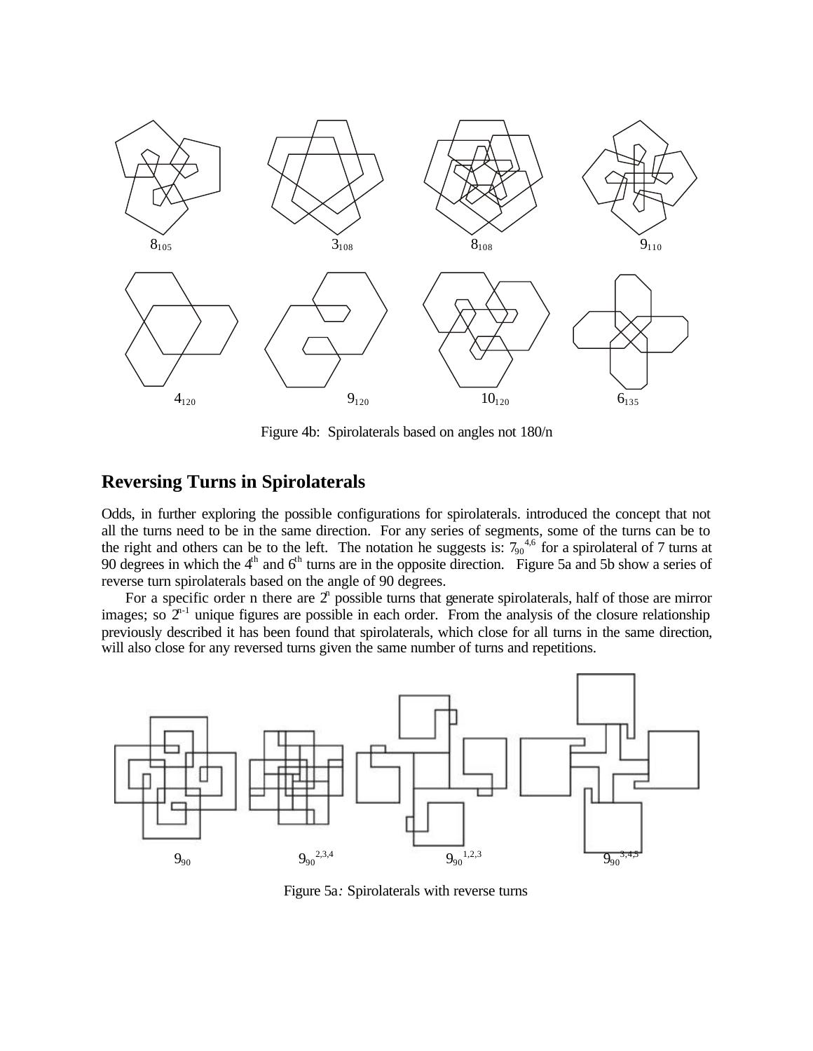$8_{105}$ $3_{108}$ $8_{108}$ $9_{110}$

$4_{120}$ $9_{120}$ $10_{120}$ $6_{135}$

Figure 4b: Spirolaterals based on angles not 180/n

## Reversing Turns in Spirolaterals

Odds, in further exploring the possible configurations for spirolaterals. introduced the concept that not all the turns need to be in the same direction. For any series of segments, some of the turns can be to the right and others can be to the left. The notation he suggests is: $7_{90}^{4,6}$ for a spirolateral of 7 turns at 90 degrees in which the 4th and 6th turns are in the opposite direction. Figure 5a and 5b show a series of reverse turn spirolaterals based on the angle of 90 degrees.

For a specific order n there are $2^n$ possible turns that generate spirolaterals, half of those are mirror images; so $2^{n-1}$ unique figures are possible in each order. From the analysis of the closure relationship previously described it has been found that spirolaterals, which close for all turns in the same direction, will also close for any reversed turns given the same number of turns and repetitions.

$9_{90}$ $9_{90}^{2,3,4}$ $9_{90}^{1,2,3}$ $9_{90}^{3,4,5}$

Figure 5a: Spirolaterals with reverse turns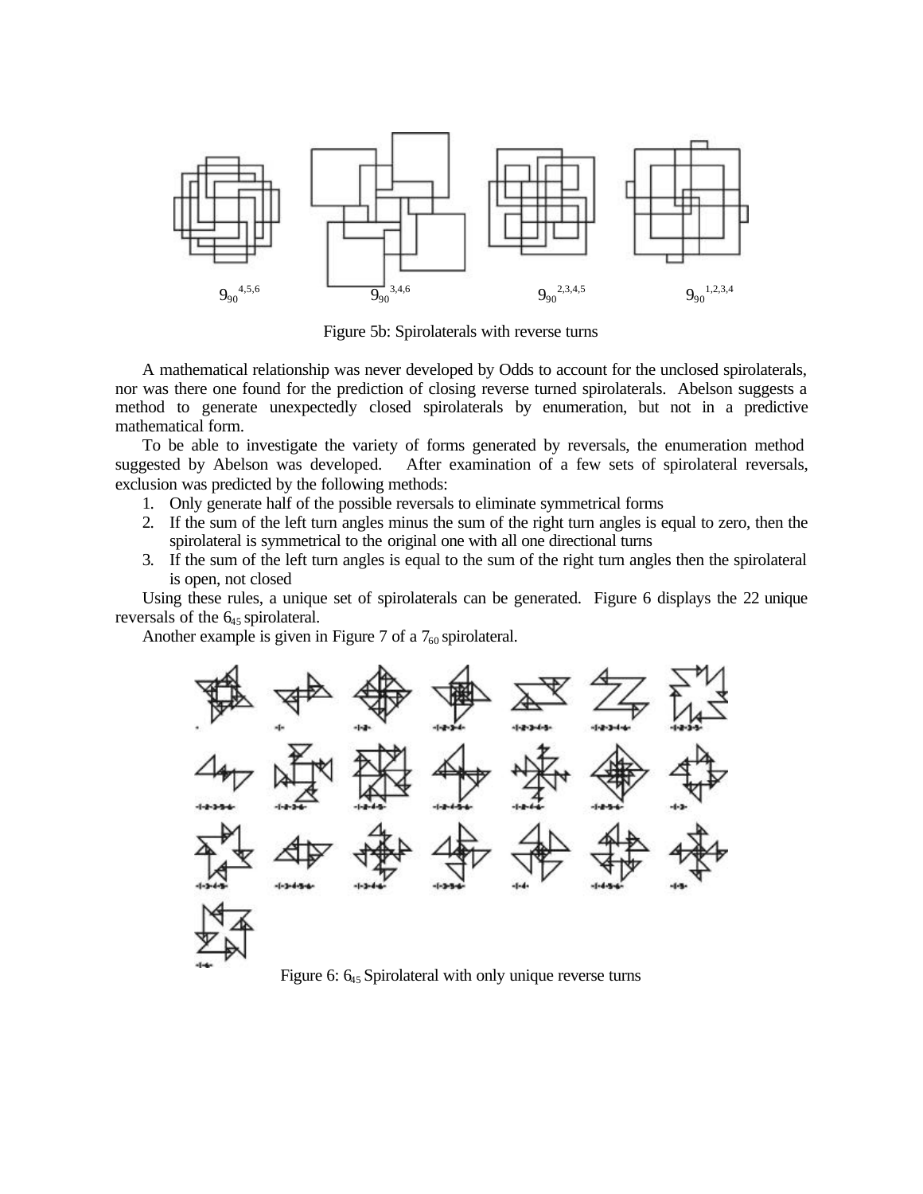$9_{90}^{4,5,6}$ $9_{90}^{3,4,6}$ $9_{90}^{2,3,4,5}$ $9_{90}^{1,2,3,4}$

Figure 5b: Spirolaterals with reverse turns

A mathematical relationship was never developed by Odds to account for the unclosed spirolaterals, nor was there one found for the prediction of closing reverse turned spirolaterals. Abelson suggests a method to generate unexpectedly closed spirolaterals by enumeration, but not in a predictive mathematical form.

To be able to investigate the variety of forms generated by reversals, the enumeration method suggested by Abelson was developed. After examination of a few sets of spirolateral reversals, exclusion was predicted by the following methods:

1. Only generate half of the possible reversals to eliminate symmetrical forms
2. If the sum of the left turn angles minus the sum of the right turn angles is equal to zero, then the spirolateral is symmetrical to the original one with all one directional turns
3. If the sum of the left turn angles is equal to the sum of the right turn angles then the spirolateral is open, not closed

Using these rules, a unique set of spirolaterals can be generated. Figure 6 displays the 22 unique reversals of the $6_{45}$ spirolateral.

Another example is given in Figure 7 of a $7_{60}$ spirolateral.

Figure 6: $6_{45}$ Spirolateral with only unique reverse turns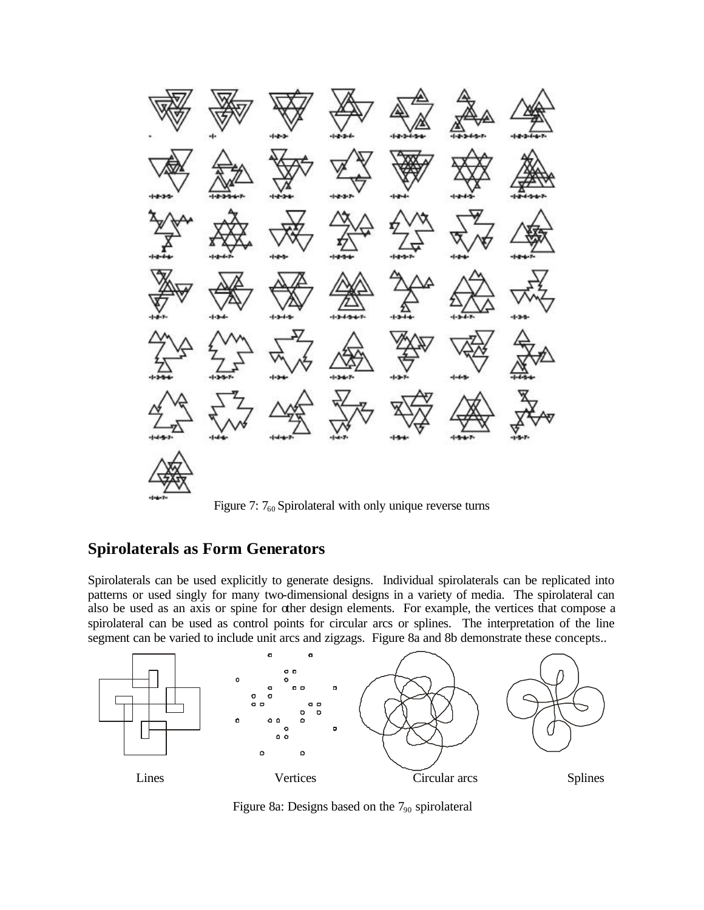Figure 7: $7_{60}$ Spirolateral with only unique reverse turns

## Spirolaterals as Form Generators

Spirolaterals can be used explicitly to generate designs. Individual spirolaterals can be replicated into patterns or used singly for many two-dimensional designs in a variety of media. The spirolateral can also be used as an axis or spine for other design elements. For example, the vertices that compose a spirolateral can be used as control points for circular arcs or splines. The interpretation of the line segment can be varied to include unit arcs and zigzags. Figure 8a and 8b demonstrate these concepts..

Lines Vertices Circular arcs Splines

Figure 8a: Designs based on the $7_{90}$ spirolateral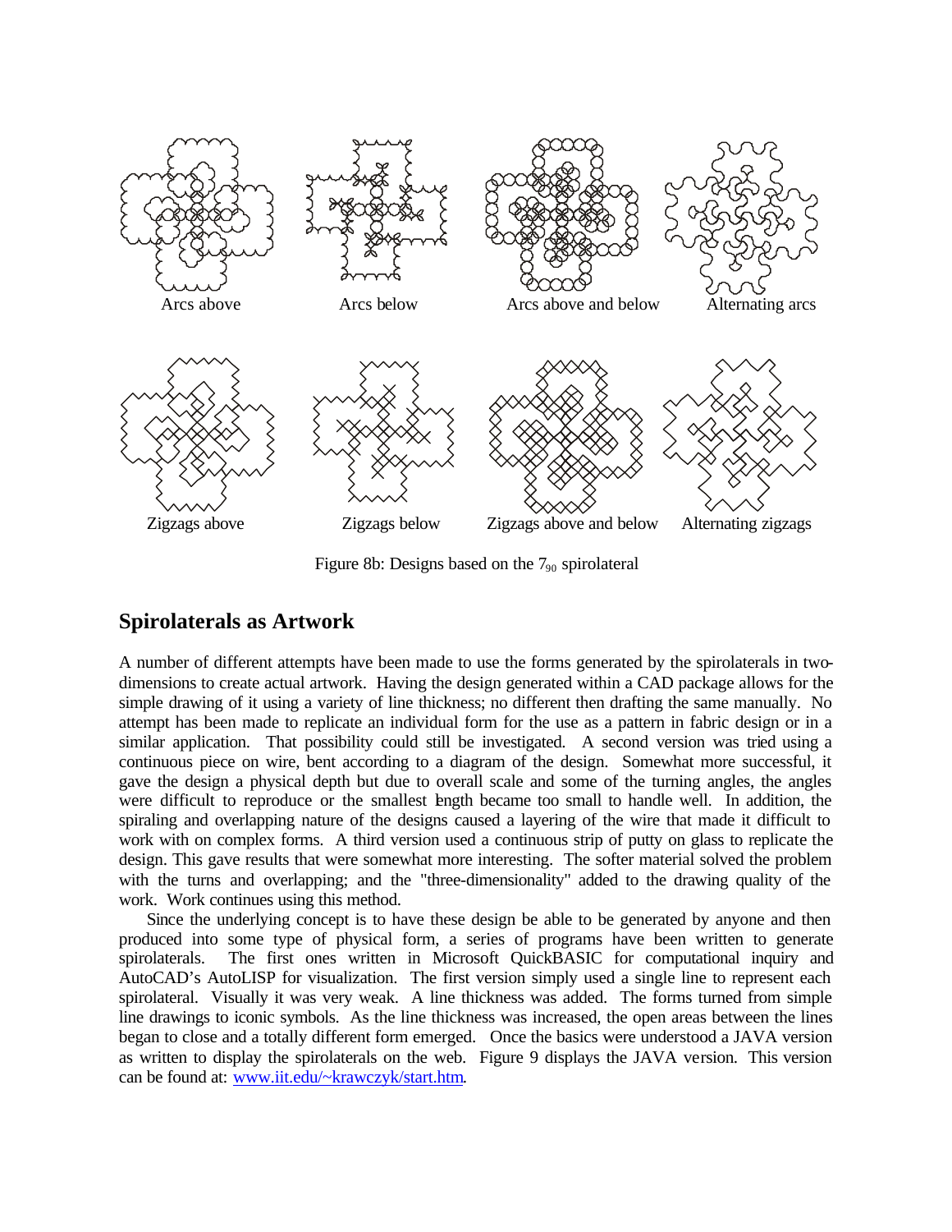Arcs above

Arcs below

Arcs above and below

Alternating arcs

Zigzags above

Zigzags below

Zigzags above and below

Alternating zigzags

Figure 8b: Designs based on the $7_{90}$ spirolateral

## Spirolaterals as Artwork

A number of different attempts have been made to use the forms generated by the spirolaterals in two-dimensions to create actual artwork. Having the design generated within a CAD package allows for the simple drawing of it using a variety of line thickness; no different then drafting the same manually. No attempt has been made to replicate an individual form for the use as a pattern in fabric design or in a similar application. That possibility could still be investigated. A second version was tried using a continuous piece on wire, bent according to a diagram of the design. Somewhat more successful, it gave the design a physical depth but due to overall scale and some of the turning angles, the angles were difficult to reproduce or the smallest length became too small to handle well. In addition, the spiraling and overlapping nature of the designs caused a layering of the wire that made it difficult to work with on complex forms. A third version used a continuous strip of putty on glass to replicate the design. This gave results that were somewhat more interesting. The softer material solved the problem with the turns and overlapping; and the "three-dimensionality" added to the drawing quality of the work. Work continues using this method.

Since the underlying concept is to have these design be able to be generated by anyone and then produced into some type of physical form, a series of programs have been written to generate spirolaterals. The first ones written in Microsoft QuickBASIC for computational inquiry and AutoCAD's AutoLISP for visualization. The first version simply used a single line to represent each spirolateral. Visually it was very weak. A line thickness was added. The forms turned from simple line drawings to iconic symbols. As the line thickness was increased, the open areas between the lines began to close and a totally different form emerged. Once the basics were understood a JAVA version as written to display the spirolaterals on the web. Figure 9 displays the JAVA version. This version can be found at: [www.iit.edu/~krawczyk/start.htm](www.iit.edu/~krawczyk/start.htm).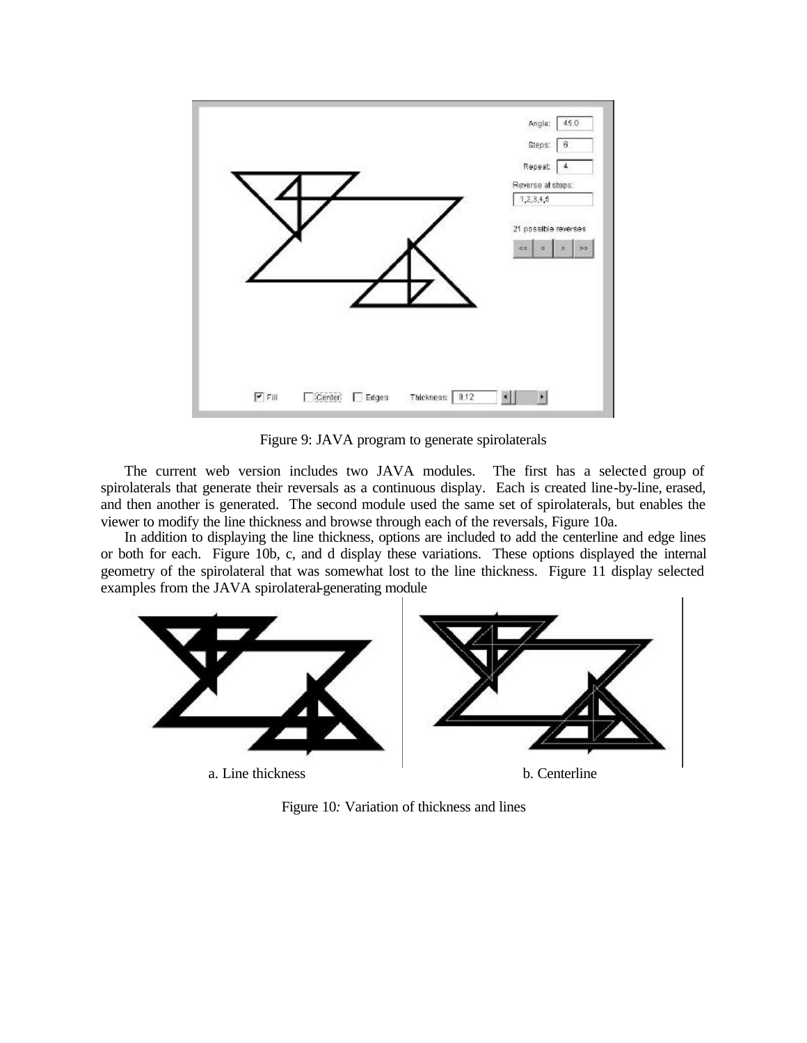Figure 9: JAVA program to generate spirolaterals

The current web version includes two JAVA modules. The first has a selected group of spirolaterals that generate their reversals as a continuous display. Each is created line-by-line, erased, and then another is generated. The second module used the same set of spirolaterals, but enables the viewer to modify the line thickness and browse through each of the reversals, Figure 10a.

In addition to displaying the line thickness, options are included to add the centerline and edge lines or both for each. Figure 10b, c, and d display these variations. These options displayed the internal geometry of the spirolateral that was somewhat lost to the line thickness. Figure 11 display selected examples from the JAVA spirolateral-generating module

a. Line thickness

b. Centerline

Figure 10: Variation of thickness and lines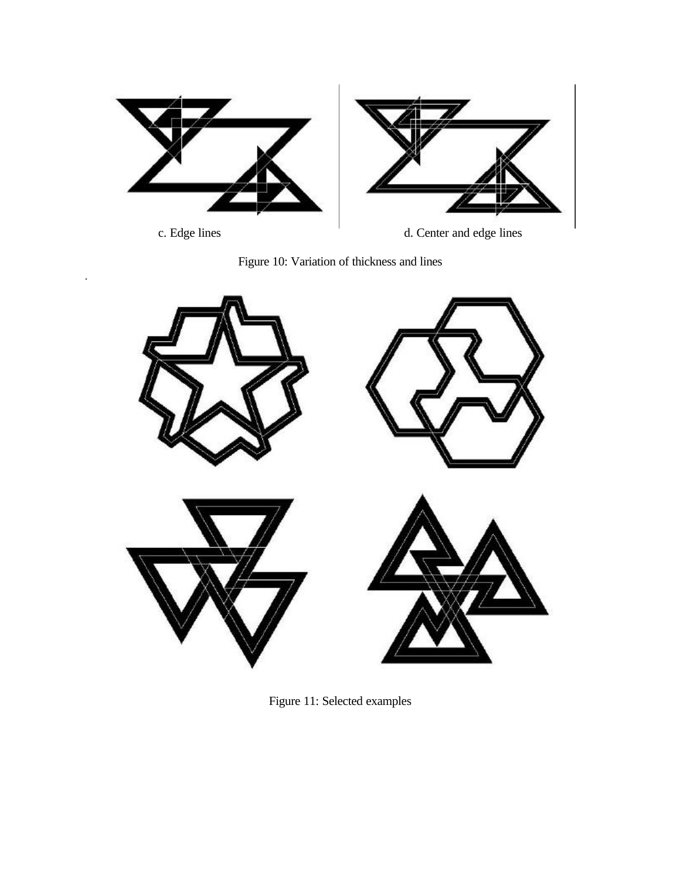c. Edge lines

d. Center and edge lines

Figure 10: Variation of thickness and lines

Figure 11: Selected examples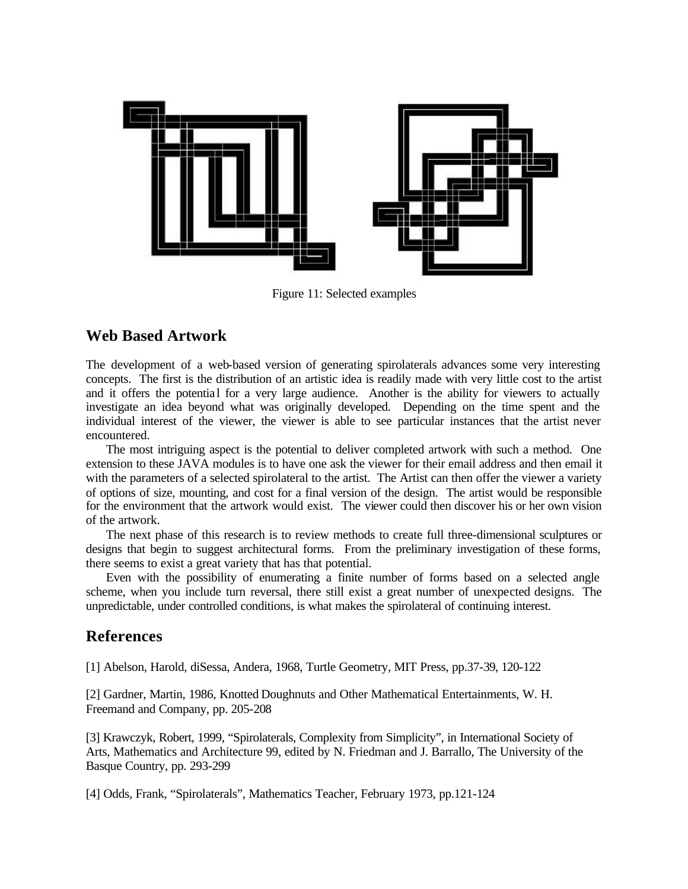Figure 11: Selected examples

## Web Based Artwork

The development of a web-based version of generating spirolaterals advances some very interesting concepts. The first is the distribution of an artistic idea is readily made with very little cost to the artist and it offers the potential for a very large audience. Another is the ability for viewers to actually investigate an idea beyond what was originally developed. Depending on the time spent and the individual interest of the viewer, the viewer is able to see particular instances that the artist never encountered.

The most intriguing aspect is the potential to deliver completed artwork with such a method. One extension to these JAVA modules is to have one ask the viewer for their email address and then email it with the parameters of a selected spirolateral to the artist. The Artist can then offer the viewer a variety of options of size, mounting, and cost for a final version of the design. The artist would be responsible for the environment that the artwork would exist. The viewer could then discover his or her own vision of the artwork.

The next phase of this research is to review methods to create full three-dimensional sculptures or designs that begin to suggest architectural forms. From the preliminary investigation of these forms, there seems to exist a great variety that has that potential.

Even with the possibility of enumerating a finite number of forms based on a selected angle scheme, when you include turn reversal, there still exist a great number of unexpected designs. The unpredictable, under controlled conditions, is what makes the spirolateral of continuing interest.

## References

[1] Abelson, Harold, diSessa, Andera, 1968, Turtle Geometry, MIT Press, pp.37-39, 120-122

[2] Gardner, Martin, 1986, Knotted Doughnuts and Other Mathematical Entertainments, W. H. Freemand and Company, pp. 205-208

[3] Krawczyk, Robert, 1999, "Spirolaterals, Complexity from Simplicity", in International Society of Arts, Mathematics and Architecture 99, edited by N. Friedman and J. Barrallo, The University of the Basque Country, pp. 293-299

[4] Odds, Frank, "Spirolaterals", Mathematics Teacher, February 1973, pp.121-124